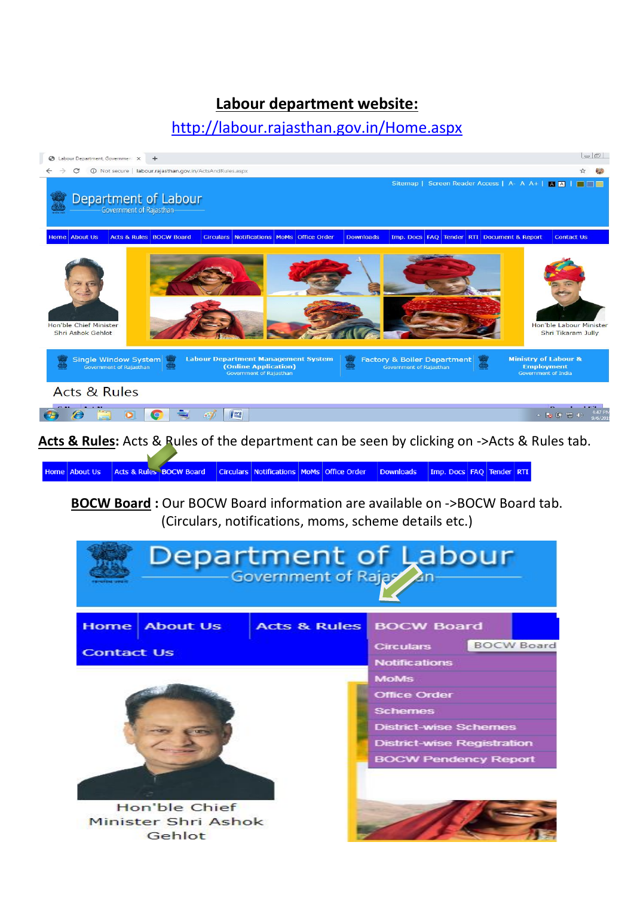## Labour department website:

http://labour.rajasthan.gov.in/Home.aspx

**Acts & Rules:** Acts & Rules of the department can be seen by clicking on ->Acts & Rules tab.

**BOCW Board :** Our BOCW Board information are available on ->BOCW Board tab. (Circulars, notifications, moms, scheme details etc.)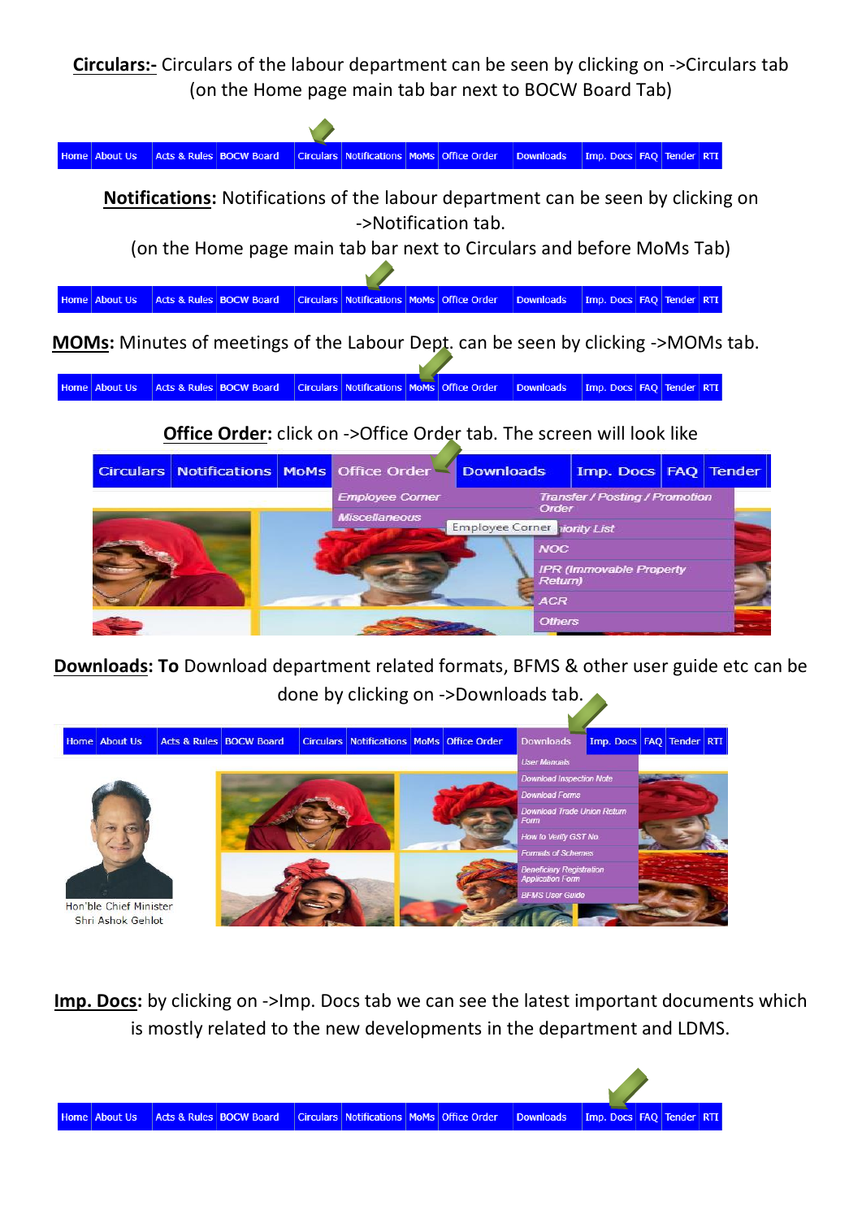**Circulars:-** Circulars of the labour department can be seen by clicking on ->Circulars tab (on the Home page main tab bar next to BOCW Board Tab)

Home | About Us | Acts & Rules | BOCW Board | Circulars | Notifications | MoMs | Office Order | Downloads | Imp. Docs | FAQ | Tender | RTI

**Notifications:** Notifications of the labour department can be seen by clicking on ->Notification tab.

(on the Home page main tab bar next to Circulars and before MoMs Tab)

Home | About Us | Acts & Rules | BOCW Board | Circulars | Notifications | MoMs | Office Order | Downloads | Imp. Docs | FAQ | Tender | RTI

**MOMs:** Minutes of meetings of the Labour Dept. can be seen by clicking ->MOMs tab.

Home | About Us | Acts & Rules | BOCW Board | Circulars | Notifications | MoMs | Office Order | Downloads | Imp. Docs | FAQ | Tender | RTI

**Office Order:** click on ->Office Order tab. The screen will look like

Circulars | Notifications | MoMs | Office Order | Downloads | Imp. Docs | FAQ | Tender

- Employee Corner
  - Transfer / Posting / Promotion Order
  - Seniority List
  - NOC
  - IPR (Immovable Property Return)
  - ACR
  - Others
- Miscellaneous

**Downloads: To** Download department related formats, BFMS & other user guide etc can be done by clicking on ->Downloads tab.

Home | About Us | Acts & Rules | BOCW Board | Circulars | Notifications | MoMs | Office Order | Downloads | Imp. Docs | FAQ | Tender | RTI

- User Manuals
- Download Inspection Note
- Download Forms
- Download Trade Union Return Form
- How to Verify GST No
- Formats of Schemes
- Beneficiary Registration Application Form
- BFMS User Guide

Hon'ble Chief Minister
Shri Ashok Gehlot

**Imp. Docs:** by clicking on ->Imp. Docs tab we can see the latest important documents which is mostly related to the new developments in the department and LDMS.

Home | About Us | Acts & Rules | BOCW Board | Circulars | Notifications | MoMs | Office Order | Downloads | Imp. Docs | FAQ | Tender | RTI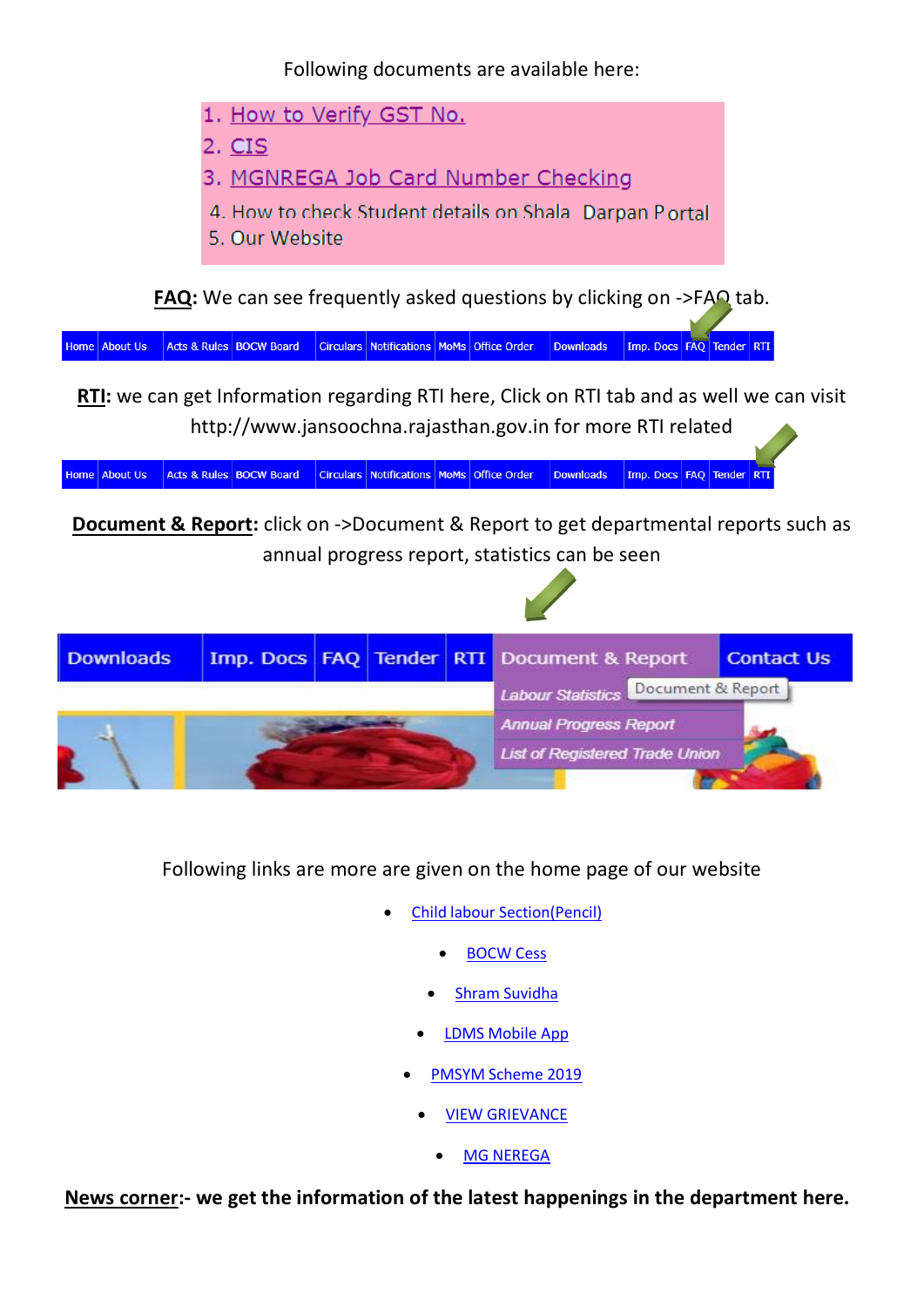Following documents are available here:

1. How to Verify GST No.
2. CIS
3. MGNREGA Job Card Number Checking
4. How to check Student details on Shala Darpan Portal
5. Our Website

**FAQ:** We can see frequently asked questions by clicking on ->FAQ tab.

Home | About Us | Acts & Rules | BOCW Board | Circulars | Notifications | MoMs | Office Order | Downloads | Imp. Docs | FAQ | Tender | RTI

**RTI:** we can get Information regarding RTI here, Click on RTI tab and as well we can visit http://www.jansoochna.rajasthan.gov.in for more RTI related

Home | About Us | Acts & Rules | BOCW Board | Circulars | Notifications | MoMs | Office Order | Downloads | Imp. Docs | FAQ | Tender | RTI

**Document & Report:** click on ->Document & Report to get departmental reports such as annual progress report, statistics can be seen

Downloads | Imp. Docs | FAQ | Tender | RTI | Document & Report | Contact Us

- Labour Statistics
- Annual Progress Report
- List of Registered Trade Union

Document & Report

Following links are more are given on the home page of our website

- Child labour Section(Pencil)
- BOCW Cess
- Shram Suvidha
- LDMS Mobile App
- PMSYM Scheme 2019
- VIEW GRIEVANCE
- MG NEREGA

**News corner:- we get the information of the latest happenings in the department here.**